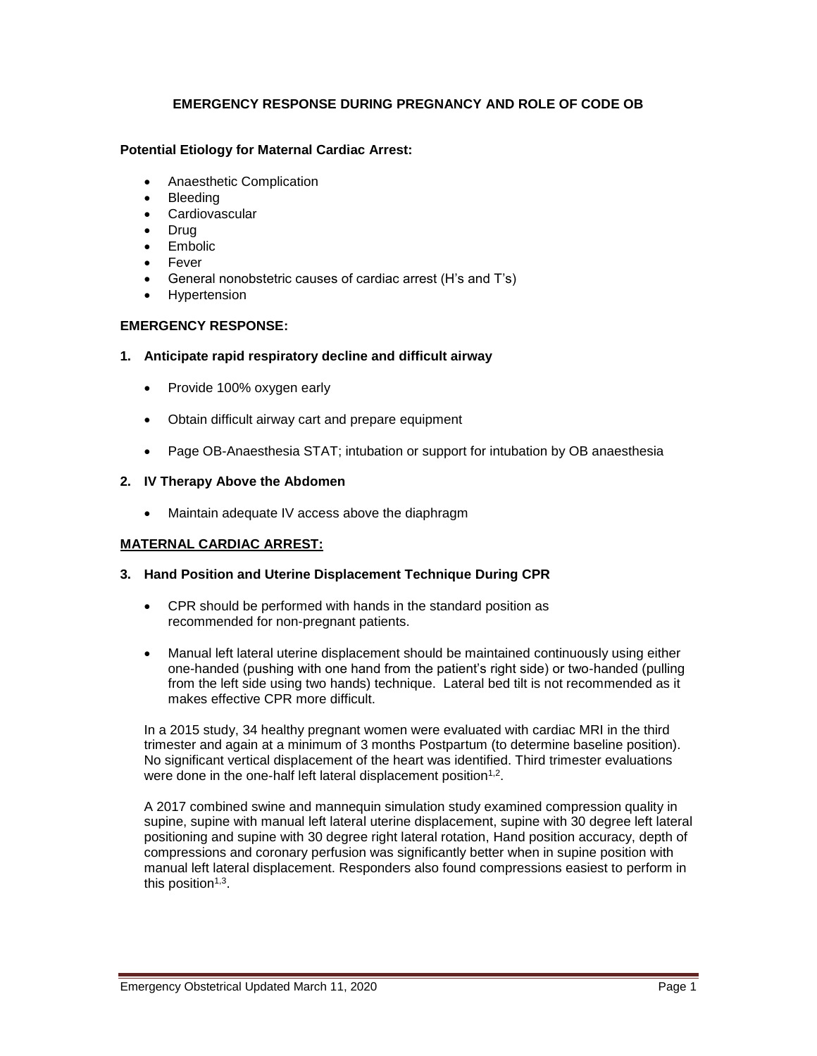# EMERGENCY RESPONSE DURING PREGNANCY AND ROLE OF CODE OB

**Potential Etiology for Maternal Cardiac Arrest:**

- Anaesthetic Complication
- Bleeding
- Cardiovascular
- Drug
- Embolic
- Fever
- General nonobstetric causes of cardiac arrest (H's and T's)
- Hypertension

**EMERGENCY RESPONSE:**

**1. Anticipate rapid respiratory decline and difficult airway**

- Provide 100% oxygen early
- Obtain difficult airway cart and prepare equipment
- Page OB-Anaesthesia STAT; intubation or support for intubation by OB anaesthesia

**2. IV Therapy Above the Abdomen**

- Maintain adequate IV access above the diaphragm

**MATERNAL CARDIAC ARREST:**

**3. Hand Position and Uterine Displacement Technique During CPR**

- CPR should be performed with hands in the standard position as recommended for non-pregnant patients.
- Manual left lateral uterine displacement should be maintained continuously using either one-handed (pushing with one hand from the patient's right side) or two-handed (pulling from the left side using two hands) technique. Lateral bed tilt is not recommended as it makes effective CPR more difficult.

In a 2015 study, 34 healthy pregnant women were evaluated with cardiac MRI in the third trimester and again at a minimum of 3 months Postpartum (to determine baseline position). No significant vertical displacement of the heart was identified. Third trimester evaluations were done in the one-half left lateral displacement position[1,2].

A 2017 combined swine and mannequin simulation study examined compression quality in supine, supine with manual left lateral uterine displacement, supine with 30 degree left lateral positioning and supine with 30 degree right lateral rotation, Hand position accuracy, depth of compressions and coronary perfusion was significantly better when in supine position with manual left lateral displacement. Responders also found compressions easiest to perform in this position[1,3].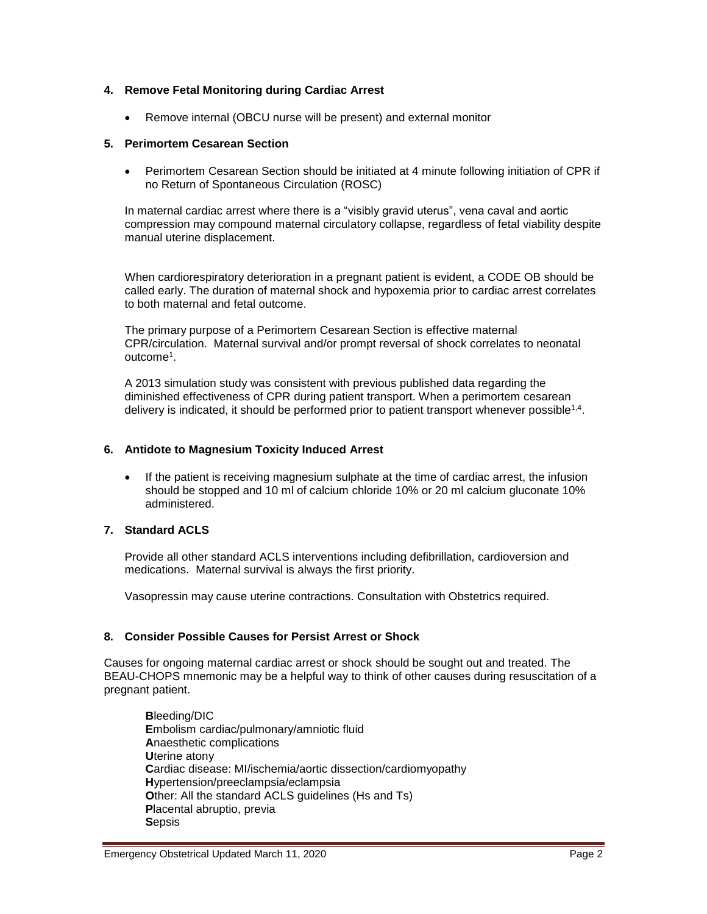## 4. Remove Fetal Monitoring during Cardiac Arrest

- Remove internal (OBCU nurse will be present) and external monitor

## 5. Perimortem Cesarean Section

- Perimortem Cesarean Section should be initiated at 4 minute following initiation of CPR if no Return of Spontaneous Circulation (ROSC)

In maternal cardiac arrest where there is a "visibly gravid uterus", vena caval and aortic compression may compound maternal circulatory collapse, regardless of fetal viability despite manual uterine displacement.

When cardiorespiratory deterioration in a pregnant patient is evident, a CODE OB should be called early. The duration of maternal shock and hypoxemia prior to cardiac arrest correlates to both maternal and fetal outcome.

The primary purpose of a Perimortem Cesarean Section is effective maternal CPR/circulation. Maternal survival and/or prompt reversal of shock correlates to neonatal outcome[1].

A 2013 simulation study was consistent with previous published data regarding the diminished effectiveness of CPR during patient transport. When a perimortem cesarean delivery is indicated, it should be performed prior to patient transport whenever possible[1,4].

## 6. Antidote to Magnesium Toxicity Induced Arrest

- If the patient is receiving magnesium sulphate at the time of cardiac arrest, the infusion should be stopped and 10 ml of calcium chloride 10% or 20 ml calcium gluconate 10% administered.

## 7. Standard ACLS

Provide all other standard ACLS interventions including defibrillation, cardioversion and medications. Maternal survival is always the first priority.

Vasopressin may cause uterine contractions. Consultation with Obstetrics required.

## 8. Consider Possible Causes for Persist Arrest or Shock

Causes for ongoing maternal cardiac arrest or shock should be sought out and treated. The BEAU-CHOPS mnemonic may be a helpful way to think of other causes during resuscitation of a pregnant patient.

**B**leeding/DIC
**E**mbolism cardiac/pulmonary/amniotic fluid
**A**naesthetic complications
**U**terine atony
**C**ardiac disease: MI/ischemia/aortic dissection/cardiomyopathy
**H**ypertension/preeclampsia/eclampsia
**O**ther: All the standard ACLS guidelines (Hs and Ts)
**P**lacental abruptio, previa
**S**epsis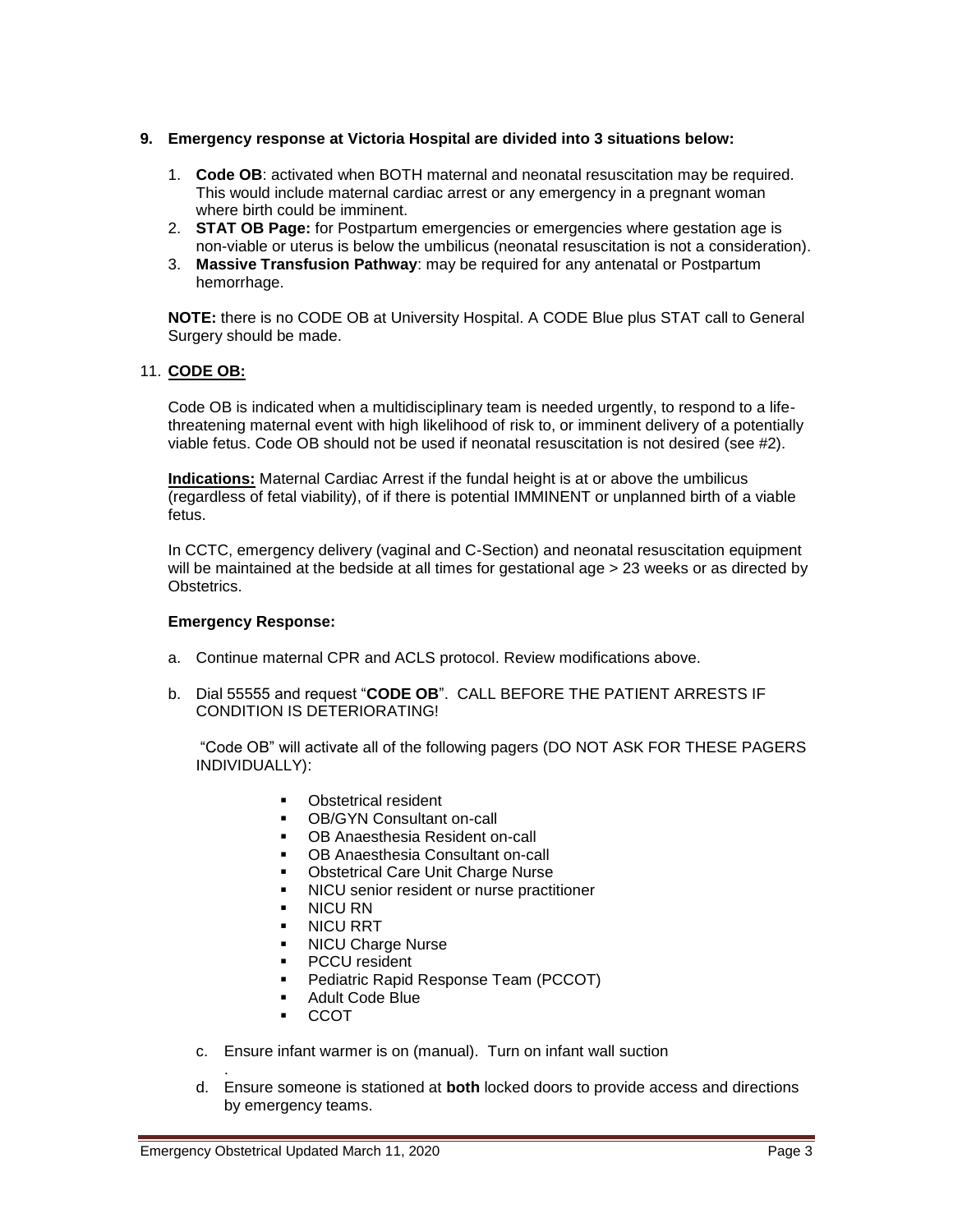**9. Emergency response at Victoria Hospital are divided into 3 situations below:**

1. **Code OB**: activated when BOTH maternal and neonatal resuscitation may be required. This would include maternal cardiac arrest or any emergency in a pregnant woman where birth could be imminent.
2. **STAT OB Page:** for Postpartum emergencies or emergencies where gestation age is non-viable or uterus is below the umbilicus (neonatal resuscitation is not a consideration).
3. **Massive Transfusion Pathway**: may be required for any antenatal or Postpartum hemorrhage.

**NOTE:** there is no CODE OB at University Hospital. A CODE Blue plus STAT call to General Surgery should be made.

11. **CODE OB:**

Code OB is indicated when a multidisciplinary team is needed urgently, to respond to a life-threatening maternal event with high likelihood of risk to, or imminent delivery of a potentially viable fetus. Code OB should not be used if neonatal resuscitation is not desired (see #2).

**Indications:** Maternal Cardiac Arrest if the fundal height is at or above the umbilicus (regardless of fetal viability), of if there is potential IMMINENT or unplanned birth of a viable fetus.

In CCTC, emergency delivery (vaginal and C-Section) and neonatal resuscitation equipment will be maintained at the bedside at all times for gestational age > 23 weeks or as directed by Obstetrics.

**Emergency Response:**

a. Continue maternal CPR and ACLS protocol. Review modifications above.

b. Dial 55555 and request "**CODE OB**". CALL BEFORE THE PATIENT ARRESTS IF CONDITION IS DETERIORATING!

   "Code OB" will activate all of the following pagers (DO NOT ASK FOR THESE PAGERS INDIVIDUALLY):

   - Obstetrical resident
   - OB/GYN Consultant on-call
   - OB Anaesthesia Resident on-call
   - OB Anaesthesia Consultant on-call
   - Obstetrical Care Unit Charge Nurse
   - NICU senior resident or nurse practitioner
   - NICU RN
   - NICU RRT
   - NICU Charge Nurse
   - PCCU resident
   - Pediatric Rapid Response Team (PCCOT)
   - Adult Code Blue
   - CCOT

c. Ensure infant warmer is on (manual). Turn on infant wall suction
.

d. Ensure someone is stationed at **both** locked doors to provide access and directions by emergency teams.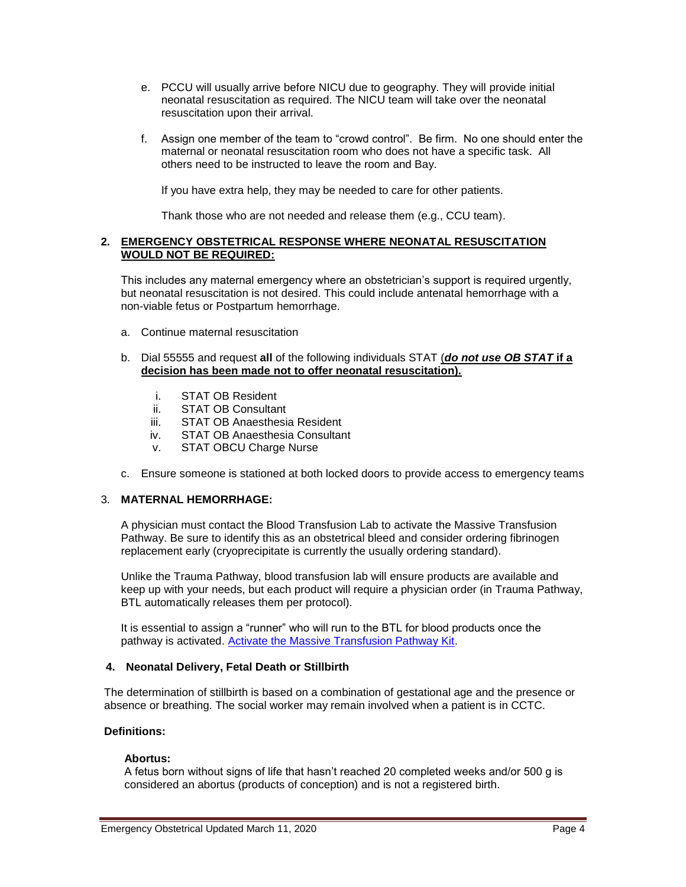e. PCCU will usually arrive before NICU due to geography. They will provide initial neonatal resuscitation as required. The NICU team will take over the neonatal resuscitation upon their arrival.

f. Assign one member of the team to "crowd control". Be firm. No one should enter the maternal or neonatal resuscitation room who does not have a specific task. All others need to be instructed to leave the room and Bay.

   If you have extra help, they may be needed to care for other patients.

   Thank those who are not needed and release them (e.g., CCU team).

## 2. EMERGENCY OBSTETRICAL RESPONSE WHERE NEONATAL RESUSCITATION WOULD NOT BE REQUIRED:

This includes any maternal emergency where an obstetrician's support is required urgently, but neonatal resuscitation is not desired. This could include antenatal hemorrhage with a non-viable fetus or Postpartum hemorrhage.

a. Continue maternal resuscitation

b. Dial 55555 and request **all** of the following individuals STAT (***do not use OB STAT* if a decision has been made not to offer neonatal resuscitation).**

   i. STAT OB Resident
   ii. STAT OB Consultant
   iii. STAT OB Anaesthesia Resident
   iv. STAT OB Anaesthesia Consultant
   v. STAT OBCU Charge Nurse

c. Ensure someone is stationed at both locked doors to provide access to emergency teams

## 3. MATERNAL HEMORRHAGE:

A physician must contact the Blood Transfusion Lab to activate the Massive Transfusion Pathway. Be sure to identify this as an obstetrical bleed and consider ordering fibrinogen replacement early (cryoprecipitate is currently the usually ordering standard).

Unlike the Trauma Pathway, blood transfusion lab will ensure products are available and keep up with your needs, but each product will require a physician order (in Trauma Pathway, BTL automatically releases them per protocol).

It is essential to assign a "runner" who will run to the BTL for blood products once the pathway is activated. Activate the Massive Transfusion Pathway Kit.

## 4. Neonatal Delivery, Fetal Death or Stillbirth

The determination of stillbirth is based on a combination of gestational age and the presence or absence or breathing. The social worker may remain involved when a patient is in CCTC.

**Definitions:**

**Abortus:**
A fetus born without signs of life that hasn't reached 20 completed weeks and/or 500 g is considered an abortus (products of conception) and is not a registered birth.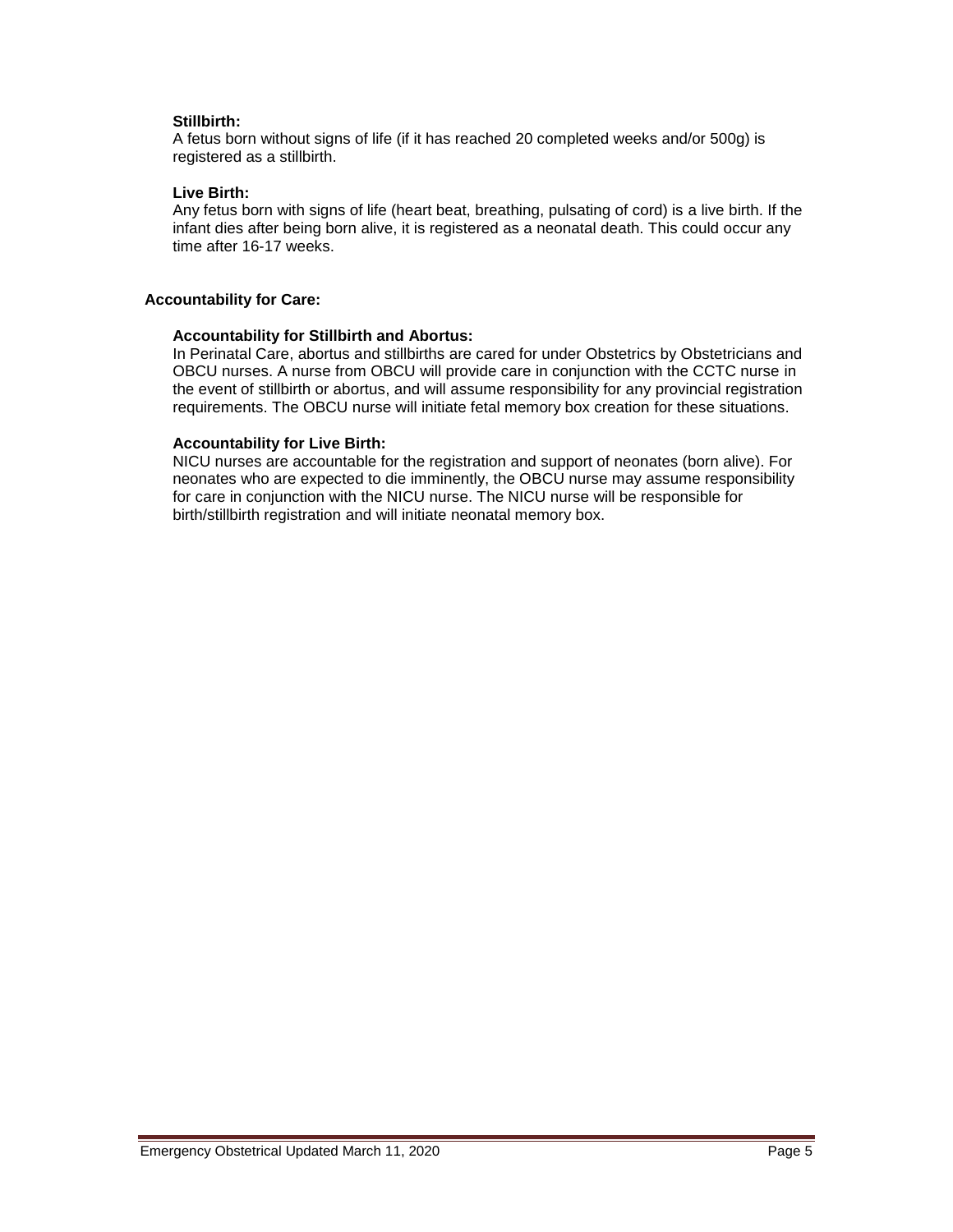**Stillbirth:**
A fetus born without signs of life (if it has reached 20 completed weeks and/or 500g) is registered as a stillbirth.

**Live Birth:**
Any fetus born with signs of life (heart beat, breathing, pulsating of cord) is a live birth. If the infant dies after being born alive, it is registered as a neonatal death. This could occur any time after 16-17 weeks.

## Accountability for Care:

### Accountability for Stillbirth and Abortus:

In Perinatal Care, abortus and stillbirths are cared for under Obstetrics by Obstetricians and OBCU nurses. A nurse from OBCU will provide care in conjunction with the CCTC nurse in the event of stillbirth or abortus, and will assume responsibility for any provincial registration requirements. The OBCU nurse will initiate fetal memory box creation for these situations.

### Accountability for Live Birth:

NICU nurses are accountable for the registration and support of neonates (born alive). For neonates who are expected to die imminently, the OBCU nurse may assume responsibility for care in conjunction with the NICU nurse. The NICU nurse will be responsible for birth/stillbirth registration and will initiate neonatal memory box.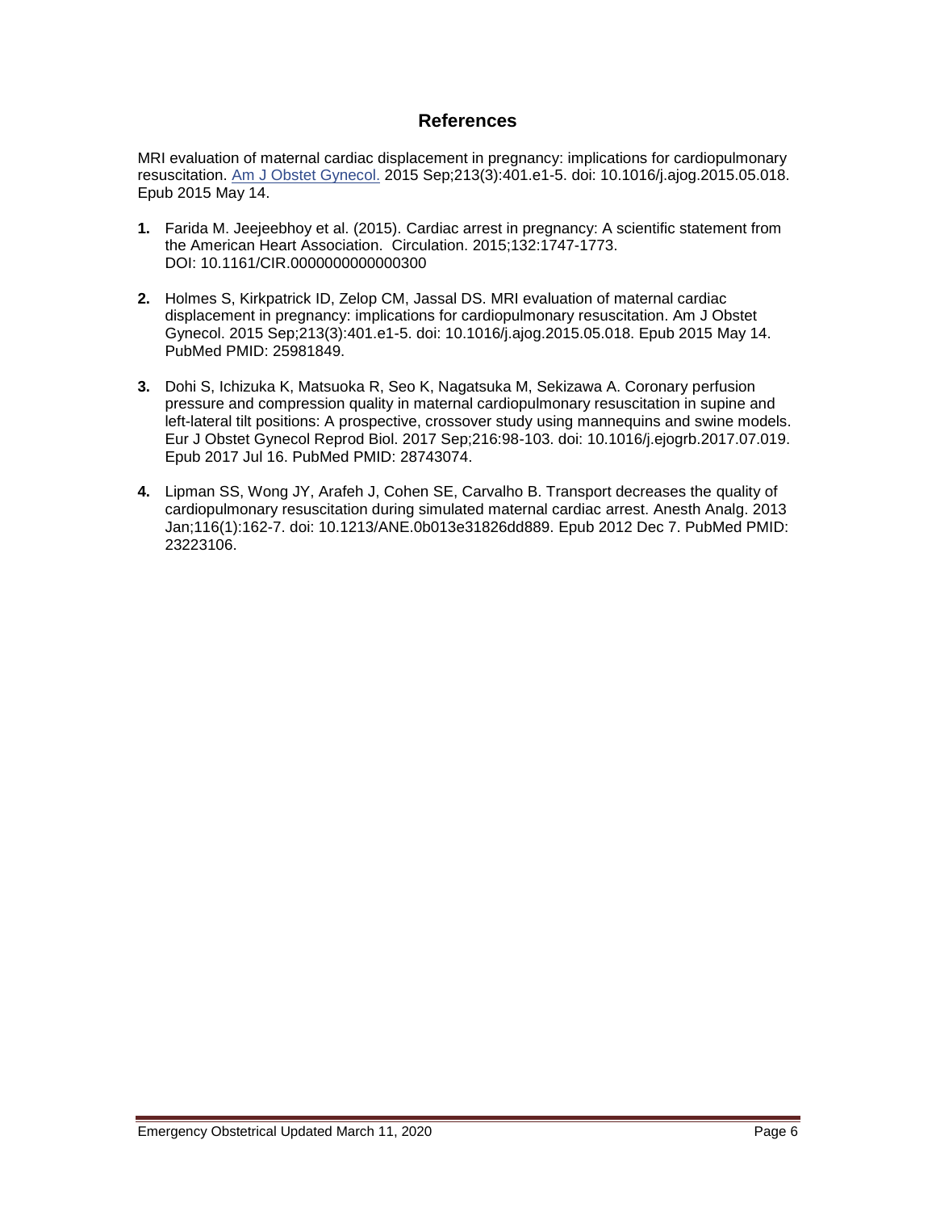## References

MRI evaluation of maternal cardiac displacement in pregnancy: implications for cardiopulmonary resuscitation. Am J Obstet Gynecol. 2015 Sep;213(3):401.e1-5. doi: 10.1016/j.ajog.2015.05.018. Epub 2015 May 14.

1. Farida M. Jeejeebhoy et al. (2015). Cardiac arrest in pregnancy: A scientific statement from the American Heart Association. Circulation. 2015;132:1747-1773. DOI: 10.1161/CIR.0000000000000300

2. Holmes S, Kirkpatrick ID, Zelop CM, Jassal DS. MRI evaluation of maternal cardiac displacement in pregnancy: implications for cardiopulmonary resuscitation. Am J Obstet Gynecol. 2015 Sep;213(3):401.e1-5. doi: 10.1016/j.ajog.2015.05.018. Epub 2015 May 14. PubMed PMID: 25981849.

3. Dohi S, Ichizuka K, Matsuoka R, Seo K, Nagatsuka M, Sekizawa A. Coronary perfusion pressure and compression quality in maternal cardiopulmonary resuscitation in supine and left-lateral tilt positions: A prospective, crossover study using mannequins and swine models. Eur J Obstet Gynecol Reprod Biol. 2017 Sep;216:98-103. doi: 10.1016/j.ejogrb.2017.07.019. Epub 2017 Jul 16. PubMed PMID: 28743074.

4. Lipman SS, Wong JY, Arafeh J, Cohen SE, Carvalho B. Transport decreases the quality of cardiopulmonary resuscitation during simulated maternal cardiac arrest. Anesth Analg. 2013 Jan;116(1):162-7. doi: 10.1213/ANE.0b013e31826dd889. Epub 2012 Dec 7. PubMed PMID: 23223106.